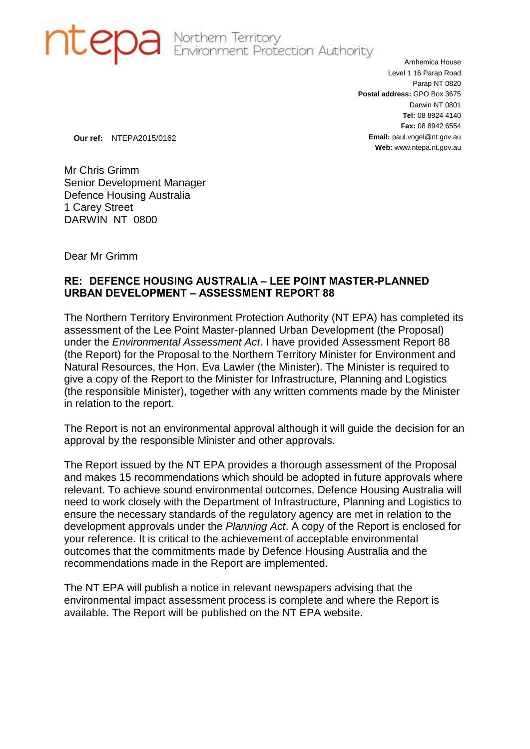**ntepa** Northern Territory Environment Protection Authority

Arnhemica House
Level 1 16 Parap Road
Parap NT 0820
**Postal address:** GPO Box 3675
Darwin NT 0801
**Tel:** 08 8924 4140
**Fax:** 08 8942 6554
**Email:** paul.vogel@nt.gov.au
**Web:** www.ntepa.nt.gov.au

**Our ref:** NTEPA2015/0162

Mr Chris Grimm
Senior Development Manager
Defence Housing Australia
1 Carey Street
DARWIN NT 0800

Dear Mr Grimm

**RE: DEFENCE HOUSING AUSTRALIA – LEE POINT MASTER-PLANNED URBAN DEVELOPMENT – ASSESSMENT REPORT 88**

The Northern Territory Environment Protection Authority (NT EPA) has completed its assessment of the Lee Point Master-planned Urban Development (the Proposal) under the *Environmental Assessment Act*. I have provided Assessment Report 88 (the Report) for the Proposal to the Northern Territory Minister for Environment and Natural Resources, the Hon. Eva Lawler (the Minister). The Minister is required to give a copy of the Report to the Minister for Infrastructure, Planning and Logistics (the responsible Minister), together with any written comments made by the Minister in relation to the report.

The Report is not an environmental approval although it will guide the decision for an approval by the responsible Minister and other approvals.

The Report issued by the NT EPA provides a thorough assessment of the Proposal and makes 15 recommendations which should be adopted in future approvals where relevant. To achieve sound environmental outcomes, Defence Housing Australia will need to work closely with the Department of Infrastructure, Planning and Logistics to ensure the necessary standards of the regulatory agency are met in relation to the development approvals under the *Planning Act*. A copy of the Report is enclosed for your reference. It is critical to the achievement of acceptable environmental outcomes that the commitments made by Defence Housing Australia and the recommendations made in the Report are implemented.

The NT EPA will publish a notice in relevant newspapers advising that the environmental impact assessment process is complete and where the Report is available. The Report will be published on the NT EPA website.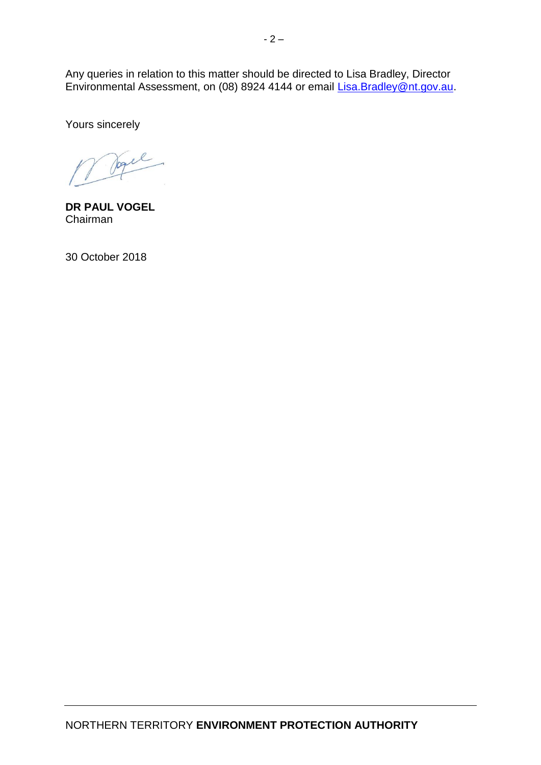Any queries in relation to this matter should be directed to Lisa Bradley, Director Environmental Assessment, on (08) 8924 4144 or email Lisa.Bradley@nt.gov.au.

Yours sincerely

**DR PAUL VOGEL**
Chairman

30 October 2018